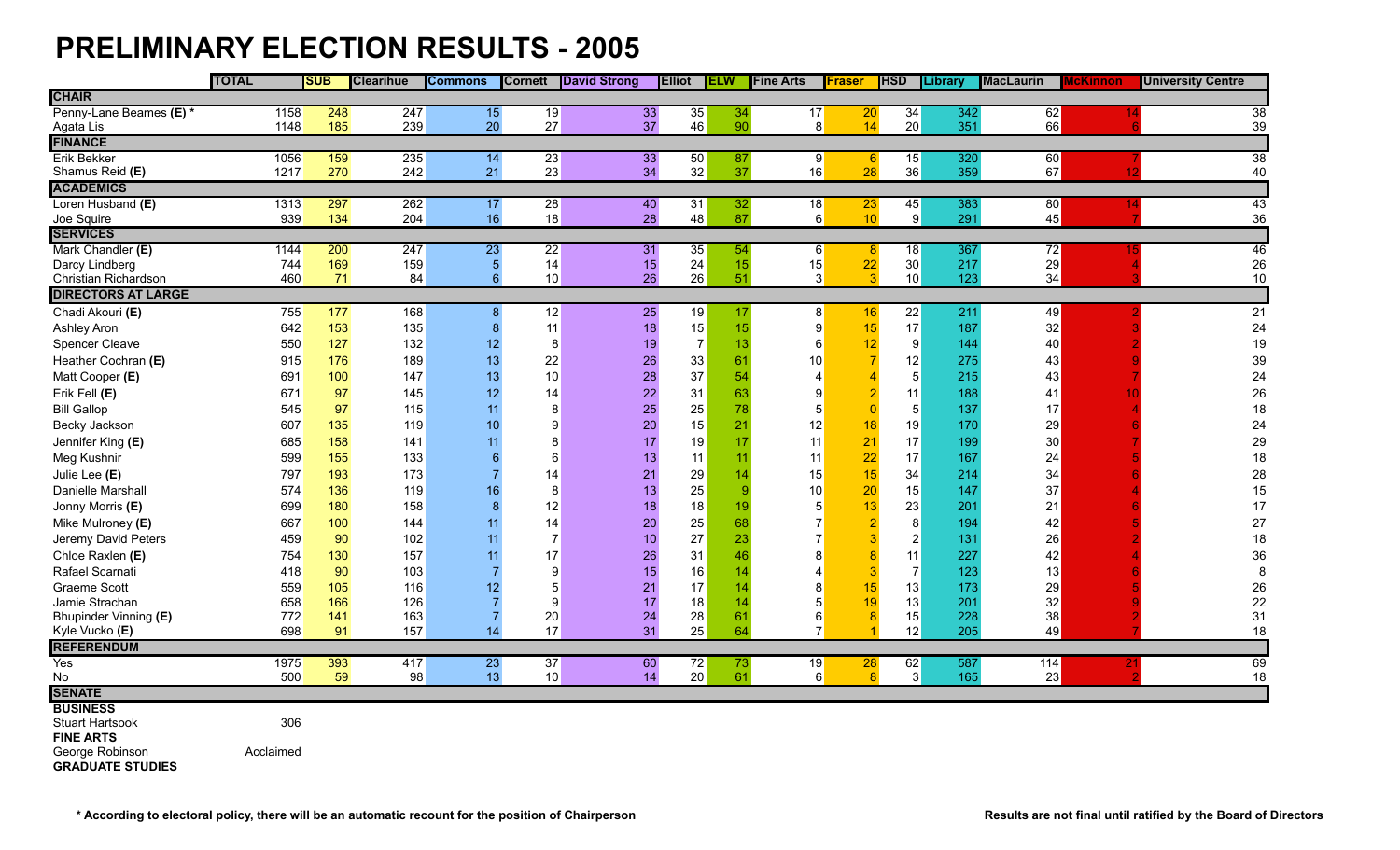# PRELIMINARY ELECTION RESULTS - 2005

| | TOTAL | SUB | Clearihue | Commons | Cornett | David Strong | Elliot | ELW | Fine Arts | Fraser | HSD | Library | MacLaurin | McKinnon | University Centre |
|---|---|---|---|---|---|---|---|---|---|---|---|---|---|---|---|
| **CHAIR** | | | | | | | | | | | | | | | |
| Penny-Lane Beames **(E)** * | 1158 | 248 | 247 | 15 | 19 | 33 | 35 | 34 | 17 | 20 | 34 | 342 | 62 | 14 | 38 |
| Agata Lis | 1148 | 185 | 239 | 20 | 27 | 37 | 46 | 90 | 8 | 14 | 20 | 351 | 66 | 6 | 39 |
| **FINANCE** | | | | | | | | | | | | | | | |
| Erik Bekker | 1056 | 159 | 235 | 14 | 23 | 33 | 50 | 87 | 9 | 6 | 15 | 320 | 60 | 7 | 38 |
| Shamus Reid **(E)** | 1217 | 270 | 242 | 21 | 23 | 34 | 32 | 37 | 16 | 28 | 36 | 359 | 67 | 12 | 40 |
| **ACADEMICS** | | | | | | | | | | | | | | | |
| Loren Husband **(E)** | 1313 | 297 | 262 | 17 | 28 | 40 | 31 | 32 | 18 | 23 | 45 | 383 | 80 | 14 | 43 |
| Joe Squire | 939 | 134 | 204 | 16 | 18 | 28 | 48 | 87 | 6 | 10 | 9 | 291 | 45 | 7 | 36 |
| **SERVICES** | | | | | | | | | | | | | | | |
| Mark Chandler **(E)** | 1144 | 200 | 247 | 23 | 22 | 31 | 35 | 54 | 6 | 8 | 18 | 367 | 72 | 15 | 46 |
| Darcy Lindberg | 744 | 169 | 159 | 5 | 14 | 15 | 24 | 15 | 15 | 22 | 30 | 217 | 29 | 4 | 26 |
| Christian Richardson | 460 | 71 | 84 | 6 | 10 | 26 | 26 | 51 | 3 | 3 | 10 | 123 | 34 | 3 | 10 |
| **DIRECTORS AT LARGE** | | | | | | | | | | | | | | | |
| Chadi Akouri **(E)** | 755 | 177 | 168 | 8 | 12 | 25 | 19 | 17 | 8 | 16 | 22 | 211 | 49 | 2 | 21 |
| Ashley Aron | 642 | 153 | 135 | 8 | 11 | 18 | 15 | 15 | 9 | 15 | 17 | 187 | 32 | 3 | 24 |
| Spencer Cleave | 550 | 127 | 132 | 12 | 8 | 19 | 7 | 13 | 6 | 12 | 9 | 144 | 40 | 2 | 19 |
| Heather Cochran **(E)** | 915 | 176 | 189 | 13 | 22 | 26 | 33 | 61 | 10 | 7 | 12 | 275 | 43 | 9 | 39 |
| Matt Cooper **(E)** | 691 | 100 | 147 | 13 | 10 | 28 | 37 | 54 | 4 | 4 | 5 | 215 | 43 | 7 | 24 |
| Erik Fell **(E)** | 671 | 97 | 145 | 12 | 14 | 22 | 31 | 63 | 9 | 2 | 11 | 188 | 41 | 10 | 26 |
| Bill Gallop | 545 | 97 | 115 | 11 | 8 | 25 | 25 | 78 | 5 | 0 | 5 | 137 | 17 | 4 | 18 |
| Becky Jackson | 607 | 135 | 119 | 10 | 9 | 20 | 15 | 21 | 12 | 18 | 19 | 170 | 29 | 6 | 24 |
| Jennifer King **(E)** | 685 | 158 | 141 | 11 | 8 | 17 | 19 | 17 | 11 | 21 | 17 | 199 | 30 | 7 | 29 |
| Meg Kushnir | 599 | 155 | 133 | 6 | 6 | 13 | 11 | 11 | 11 | 22 | 17 | 167 | 24 | 5 | 18 |
| Julie Lee **(E)** | 797 | 193 | 173 | 7 | 14 | 21 | 29 | 14 | 15 | 15 | 34 | 214 | 34 | 6 | 28 |
| Danielle Marshall | 574 | 136 | 119 | 16 | 8 | 13 | 25 | 9 | 10 | 20 | 15 | 147 | 37 | 4 | 15 |
| Jonny Morris **(E)** | 699 | 180 | 158 | 8 | 12 | 18 | 18 | 19 | 5 | 13 | 23 | 201 | 21 | 6 | 17 |
| Mike Mulroney **(E)** | 667 | 100 | 144 | 11 | 14 | 20 | 25 | 68 | 7 | 2 | 8 | 194 | 42 | 5 | 27 |
| Jeremy David Peters | 459 | 90 | 102 | 11 | 7 | 10 | 27 | 23 | 7 | 3 | 2 | 131 | 26 | 2 | 18 |
| Chloe Raxlen **(E)** | 754 | 130 | 157 | 11 | 17 | 26 | 31 | 46 | 8 | 8 | 11 | 227 | 42 | 4 | 36 |
| Rafael Scarnati | 418 | 90 | 103 | 7 | 9 | 15 | 16 | 14 | 4 | 3 | 7 | 123 | 13 | 6 | 8 |
| Graeme Scott | 559 | 105 | 116 | 12 | 5 | 21 | 17 | 14 | 8 | 15 | 13 | 173 | 29 | 5 | 26 |
| Jamie Strachan | 658 | 166 | 126 | 7 | 9 | 17 | 18 | 14 | 5 | 19 | 13 | 201 | 32 | 9 | 22 |
| Bhupinder Vinning **(E)** | 772 | 141 | 163 | 7 | 20 | 24 | 28 | 61 | 6 | 8 | 15 | 228 | 38 | 2 | 31 |
| Kyle Vucko **(E)** | 698 | 91 | 157 | 14 | 17 | 31 | 25 | 64 | 7 | 1 | 12 | 205 | 49 | 7 | 18 |
| **REFERENDUM** | | | | | | | | | | | | | | | |
| Yes | 1975 | 393 | 417 | 23 | 37 | 60 | 72 | 73 | 19 | 28 | 62 | 587 | 114 | 21 | 69 |
| No | 500 | 59 | 98 | 13 | 10 | 14 | 20 | 61 | 6 | 8 | 3 | 165 | 23 | 2 | 18 |
| **SENATE** | | | | | | | | | | | | | | | |
| **BUSINESS** | | | | | | | | | | | | | | | |
| Stuart Hartsook | 306 | | | | | | | | | | | | | | |
| **FINE ARTS** | | | | | | | | | | | | | | | |
| George Robinson | Acclaimed | | | | | | | | | | | | | | |
| **GRADUATE STUDIES** | | | | | | | | | | | | | | | |

**\* According to electoral policy, there will be an automatic recount for the position of Chairperson**

**Results are not final until ratified by the Board of Directors**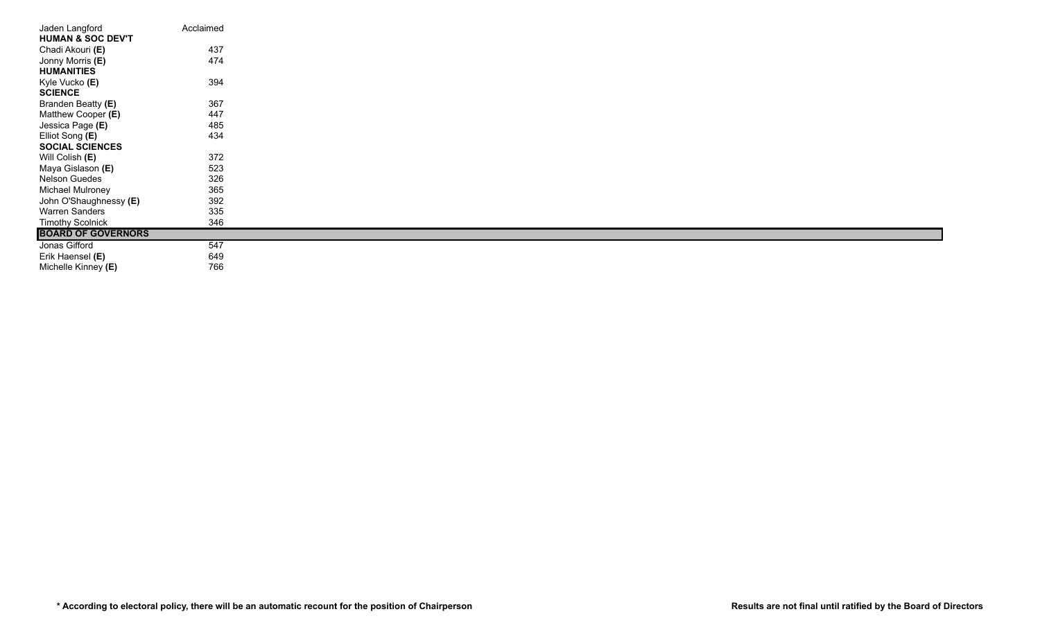| | |
|---|---|
| Jaden Langford | Acclaimed |
| **HUMAN & SOC DEV'T** | |
| Chadi Akouri **(E)** | 437 |
| Jonny Morris **(E)** | 474 |
| **HUMANITIES** | |
| Kyle Vucko **(E)** | 394 |
| **SCIENCE** | |
| Branden Beatty **(E)** | 367 |
| Matthew Cooper **(E)** | 447 |
| Jessica Page **(E)** | 485 |
| Elliot Song **(E)** | 434 |
| **SOCIAL SCIENCES** | |
| Will Colish **(E)** | 372 |
| Maya Gislason **(E)** | 523 |
| Nelson Guedes | 326 |
| Michael Mulroney | 365 |
| John O'Shaughnessy **(E)** | 392 |
| Warren Sanders | 335 |
| Timothy Scolnick | 346 |
| **BOARD OF GOVERNORS** | |
| Jonas Gifford | 547 |
| Erik Haensel **(E)** | 649 |
| Michelle Kinney **(E)** | 766 |

**\* According to electoral policy, there will be an automatic recount for the position of Chairperson**

**Results are not final until ratified by the Board of Directors**